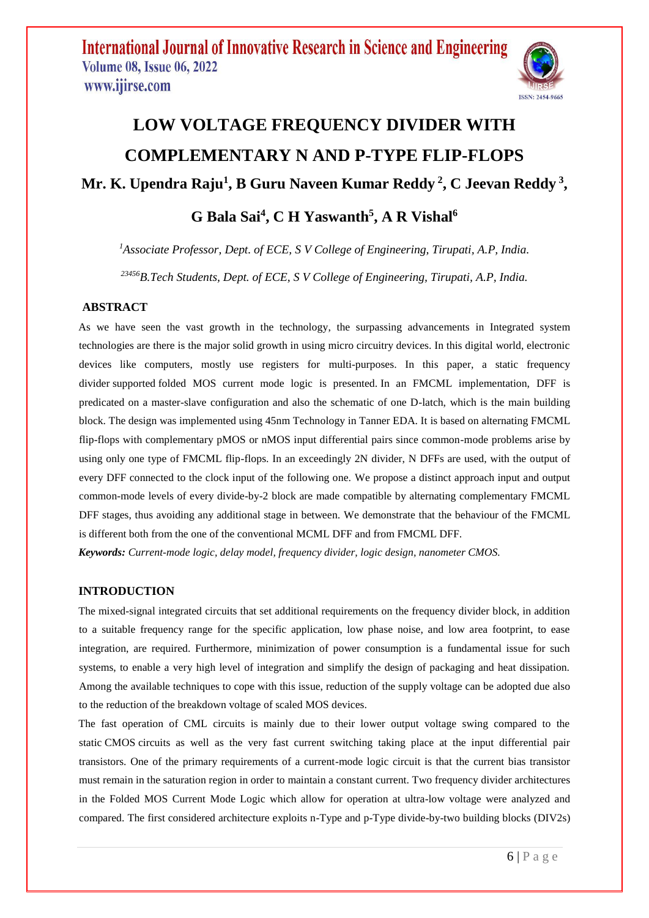# LOW VOLTAGE FREQUENCY DIVIDER WITH COMPLEMENTARY N AND P-TYPE FLIP-FLOPS

**Mr. K. Upendra Raju[1], B Guru Naveen Kumar Reddy [2], C Jeevan Reddy [3], G Bala Sai[4], C H Yaswanth[5], A R Vishal[6]**

*[1]Associate Professor, Dept. of ECE, S V College of Engineering, Tirupati, A.P, India.*

*[23456]B.Tech Students, Dept. of ECE, S V College of Engineering, Tirupati, A.P, India.*

## ABSTRACT

As we have seen the vast growth in the technology, the surpassing advancements in Integrated system technologies are there is the major solid growth in using micro circuitry devices. In this digital world, electronic devices like computers, mostly use registers for multi-purposes. In this paper, a static frequency divider supported folded MOS current mode logic is presented. In an FMCML implementation, DFF is predicated on a master-slave configuration and also the schematic of one D-latch, which is the main building block. The design was implemented using 45nm Technology in Tanner EDA. It is based on alternating FMCML flip-flops with complementary pMOS or nMOS input differential pairs since common-mode problems arise by using only one type of FMCML flip-flops. In an exceedingly 2N divider, N DFFs are used, with the output of every DFF connected to the clock input of the following one. We propose a distinct approach input and output common-mode levels of every divide-by-2 block are made compatible by alternating complementary FMCML DFF stages, thus avoiding any additional stage in between. We demonstrate that the behaviour of the FMCML is different both from the one of the conventional MCML DFF and from FMCML DFF.

***Keywords:*** *Current-mode logic, delay model, frequency divider, logic design, nanometer CMOS.*

## INTRODUCTION

The mixed-signal integrated circuits that set additional requirements on the frequency divider block, in addition to a suitable frequency range for the specific application, low phase noise, and low area footprint, to ease integration, are required. Furthermore, minimization of power consumption is a fundamental issue for such systems, to enable a very high level of integration and simplify the design of packaging and heat dissipation. Among the available techniques to cope with this issue, reduction of the supply voltage can be adopted due also to the reduction of the breakdown voltage of scaled MOS devices.

The fast operation of CML circuits is mainly due to their lower output voltage swing compared to the static CMOS circuits as well as the very fast current switching taking place at the input differential pair transistors. One of the primary requirements of a current-mode logic circuit is that the current bias transistor must remain in the saturation region in order to maintain a constant current. Two frequency divider architectures in the Folded MOS Current Mode Logic which allow for operation at ultra-low voltage were analyzed and compared. The first considered architecture exploits n-Type and p-Type divide-by-two building blocks (DIV2s)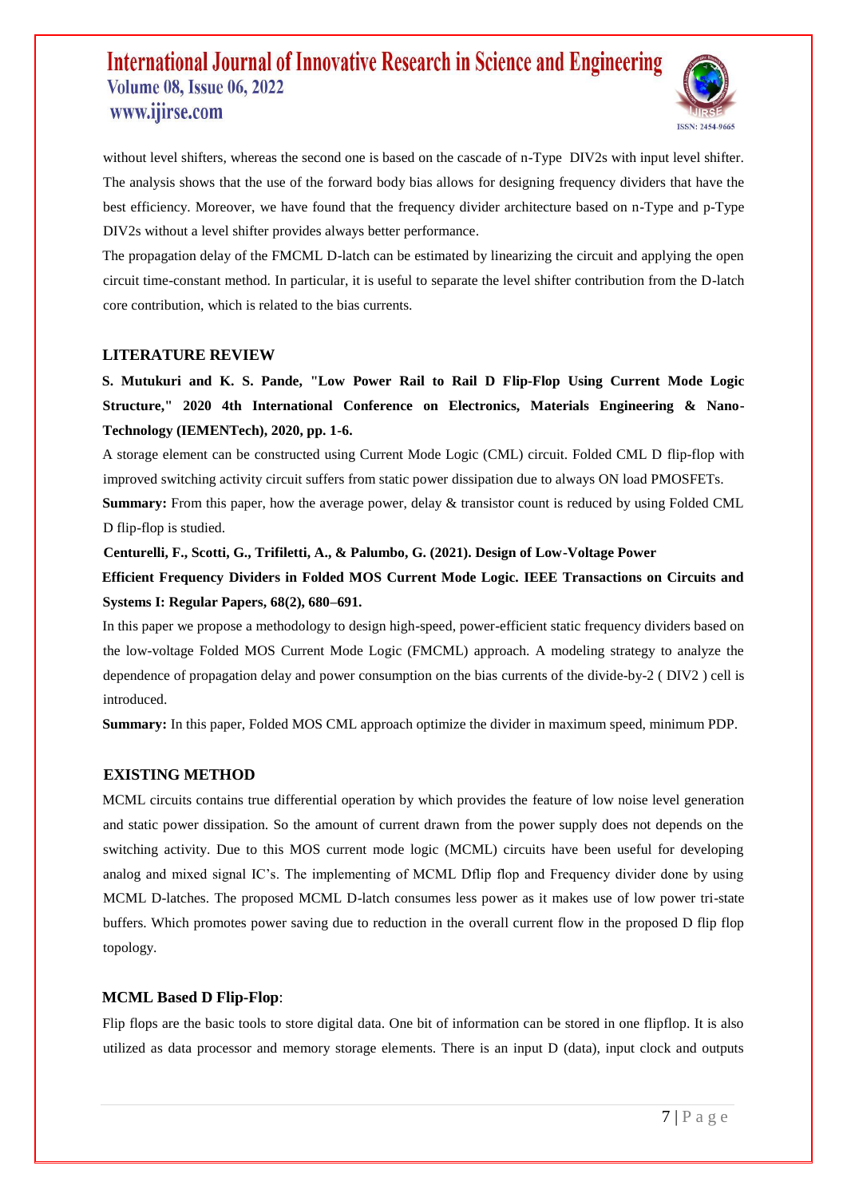without level shifters, whereas the second one is based on the cascade of n-Type DIV2s with input level shifter. The analysis shows that the use of the forward body bias allows for designing frequency dividers that have the best efficiency. Moreover, we have found that the frequency divider architecture based on n-Type and p-Type DIV2s without a level shifter provides always better performance.

The propagation delay of the FMCML D-latch can be estimated by linearizing the circuit and applying the open circuit time-constant method. In particular, it is useful to separate the level shifter contribution from the D-latch core contribution, which is related to the bias currents.

## LITERATURE REVIEW

**S. Mutukuri and K. S. Pande, "Low Power Rail to Rail D Flip-Flop Using Current Mode Logic Structure," 2020 4th International Conference on Electronics, Materials Engineering & Nano-Technology (IEMENTech), 2020, pp. 1-6.**

A storage element can be constructed using Current Mode Logic (CML) circuit. Folded CML D flip-flop with improved switching activity circuit suffers from static power dissipation due to always ON load PMOSFETs.

**Summary:** From this paper, how the average power, delay & transistor count is reduced by using Folded CML D flip-flop is studied.

**Centurelli, F., Scotti, G., Trifiletti, A., & Palumbo, G. (2021). Design of Low-Voltage Power Efficient Frequency Dividers in Folded MOS Current Mode Logic. IEEE Transactions on Circuits and Systems I: Regular Papers, 68(2), 680–691.**

In this paper we propose a methodology to design high-speed, power-efficient static frequency dividers based on the low-voltage Folded MOS Current Mode Logic (FMCML) approach. A modeling strategy to analyze the dependence of propagation delay and power consumption on the bias currents of the divide-by-2 ( DIV2 ) cell is introduced.

**Summary:** In this paper, Folded MOS CML approach optimize the divider in maximum speed, minimum PDP.

## EXISTING METHOD

MCML circuits contains true differential operation by which provides the feature of low noise level generation and static power dissipation. So the amount of current drawn from the power supply does not depends on the switching activity. Due to this MOS current mode logic (MCML) circuits have been useful for developing analog and mixed signal IC's. The implementing of MCML Dflip flop and Frequency divider done by using MCML D-latches. The proposed MCML D-latch consumes less power as it makes use of low power tri-state buffers. Which promotes power saving due to reduction in the overall current flow in the proposed D flip flop topology.

### MCML Based D Flip-Flop:

Flip flops are the basic tools to store digital data. One bit of information can be stored in one flipflop. It is also utilized as data processor and memory storage elements. There is an input D (data), input clock and outputs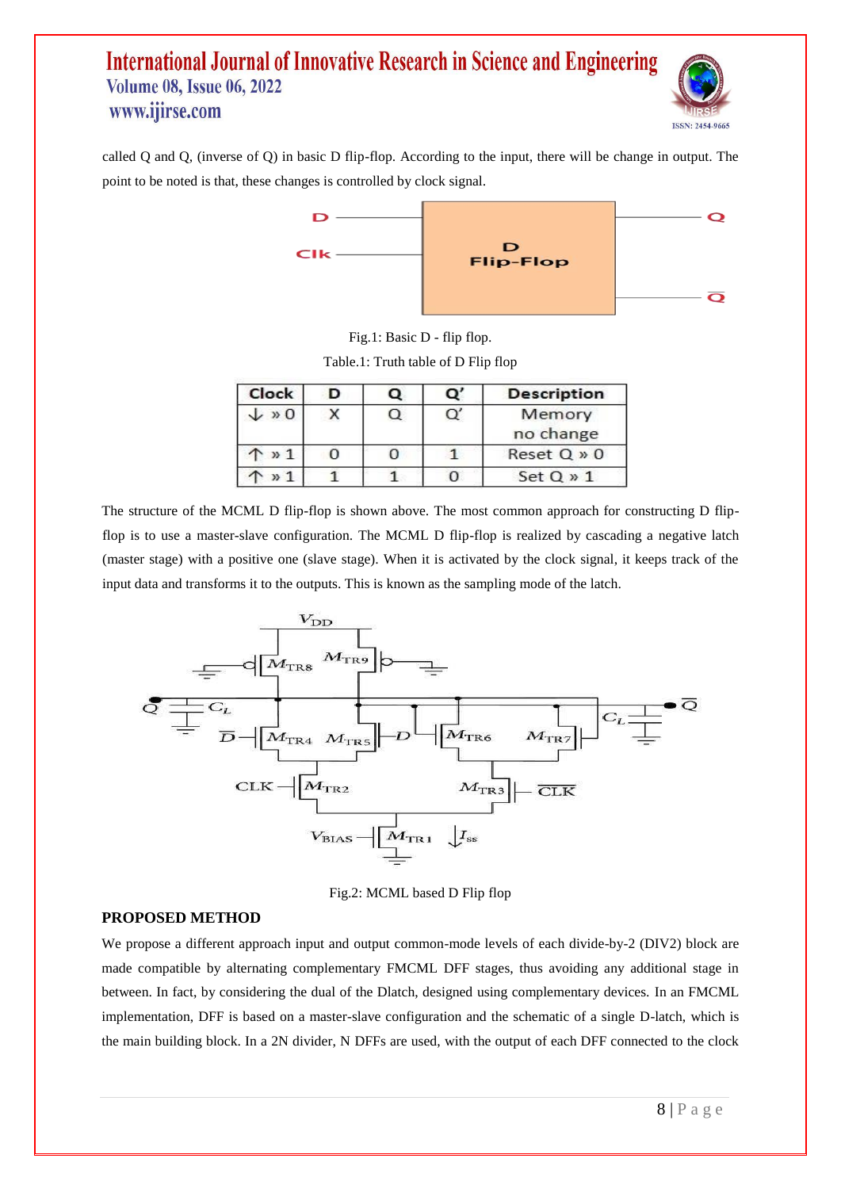called Q and Q, (inverse of Q) in basic D flip-flop. According to the input, there will be change in output. The point to be noted is that, these changes is controlled by clock signal.

Fig.1: Basic D - flip flop.

Table.1: Truth table of D Flip flop

| Clock | D | Q | Q' | Description |
|---|---|---|---|---|
| ↓ » 0 | X | Q | Q' | Memory no change |
| ↑ » 1 | 0 | 0 | 1 | Reset Q » 0 |
| ↑ » 1 | 1 | 1 | 0 | Set Q » 1 |

The structure of the MCML D flip-flop is shown above. The most common approach for constructing D flip-flop is to use a master-slave configuration. The MCML D flip-flop is realized by cascading a negative latch (master stage) with a positive one (slave stage). When it is activated by the clock signal, it keeps track of the input data and transforms it to the outputs. This is known as the sampling mode of the latch.

Fig.2: MCML based D Flip flop

## PROPOSED METHOD

We propose a different approach input and output common-mode levels of each divide-by-2 (DIV2) block are made compatible by alternating complementary FMCML DFF stages, thus avoiding any additional stage in between. In fact, by considering the dual of the Dlatch, designed using complementary devices. In an FMCML implementation, DFF is based on a master-slave configuration and the schematic of a single D-latch, which is the main building block. In a 2N divider, N DFFs are used, with the output of each DFF connected to the clock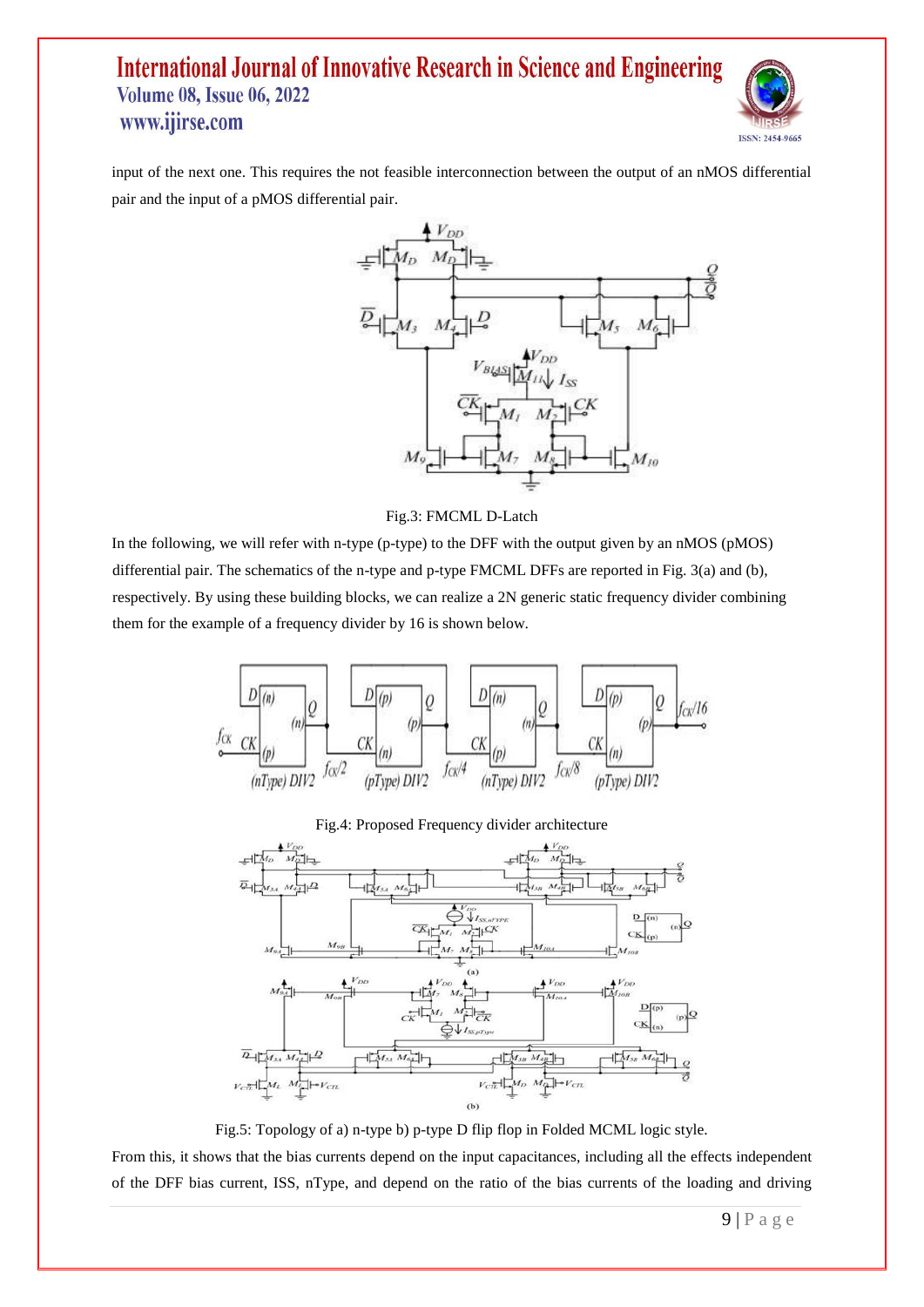input of the next one. This requires the not feasible interconnection between the output of an nMOS differential pair and the input of a pMOS differential pair.

Fig.3: FMCML D-Latch

In the following, we will refer with n-type (p-type) to the DFF with the output given by an nMOS (pMOS) differential pair. The schematics of the n-type and p-type FMCML DFFs are reported in Fig. 3(a) and (b), respectively. By using these building blocks, we can realize a 2N generic static frequency divider combining them for the example of a frequency divider by 16 is shown below.

Fig.4: Proposed Frequency divider architecture

Fig.5: Topology of a) n-type b) p-type D flip flop in Folded MCML logic style.

From this, it shows that the bias currents depend on the input capacitances, including all the effects independent of the DFF bias current, ISS, nType, and depend on the ratio of the bias currents of the loading and driving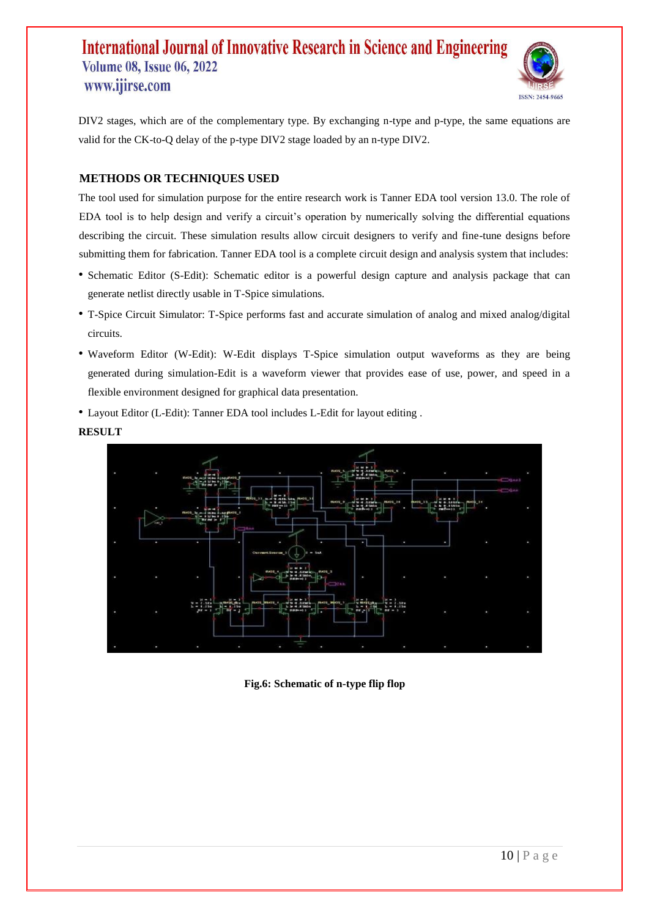DIV2 stages, which are of the complementary type. By exchanging n-type and p-type, the same equations are valid for the CK-to-Q delay of the p-type DIV2 stage loaded by an n-type DIV2.

## METHODS OR TECHNIQUES USED

The tool used for simulation purpose for the entire research work is Tanner EDA tool version 13.0. The role of EDA tool is to help design and verify a circuit's operation by numerically solving the differential equations describing the circuit. These simulation results allow circuit designers to verify and fine-tune designs before submitting them for fabrication. Tanner EDA tool is a complete circuit design and analysis system that includes:

- Schematic Editor (S-Edit): Schematic editor is a powerful design capture and analysis package that can generate netlist directly usable in T-Spice simulations.
- T-Spice Circuit Simulator: T-Spice performs fast and accurate simulation of analog and mixed analog/digital circuits.
- Waveform Editor (W-Edit): W-Edit displays T-Spice simulation output waveforms as they are being generated during simulation-Edit is a waveform viewer that provides ease of use, power, and speed in a flexible environment designed for graphical data presentation.
- Layout Editor (L-Edit): Tanner EDA tool includes L-Edit for layout editing .

## RESULT

**Fig.6: Schematic of n-type flip flop**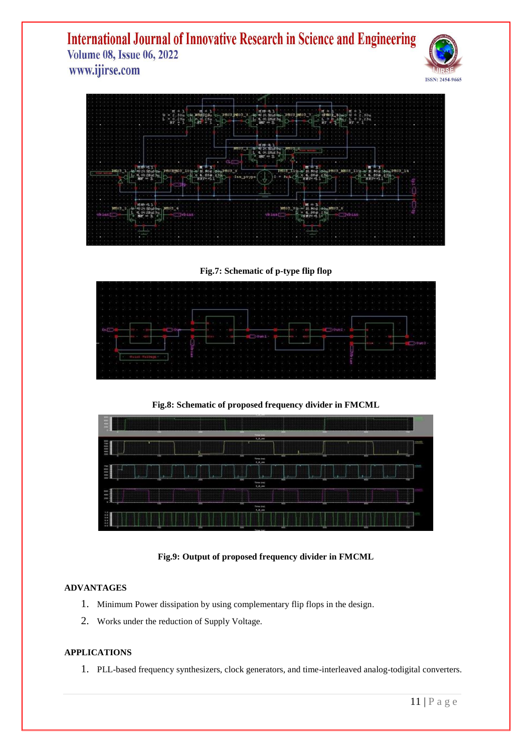Fig.7: Schematic of p-type flip flop

Fig.8: Schematic of proposed frequency divider in FMCML

Fig.9: Output of proposed frequency divider in FMCML

## ADVANTAGES

1. Minimum Power dissipation by using complementary flip flops in the design.
2. Works under the reduction of Supply Voltage.

## APPLICATIONS

1. PLL-based frequency synthesizers, clock generators, and time-interleaved analog-todigital converters.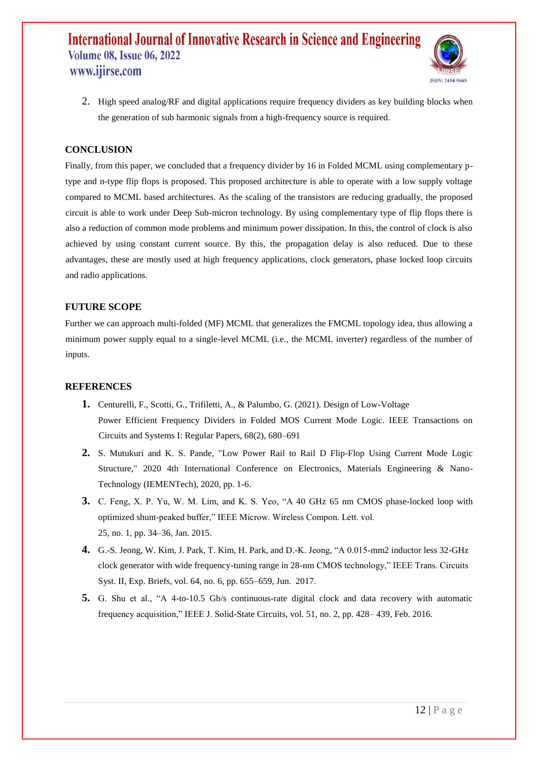2. High speed analog/RF and digital applications require frequency dividers as key building blocks when the generation of sub harmonic signals from a high-frequency source is required.

## CONCLUSION

Finally, from this paper, we concluded that a frequency divider by 16 in Folded MCML using complementary p-type and n-type flip flops is proposed. This proposed architecture is able to operate with a low supply voltage compared to MCML based architectures. As the scaling of the transistors are reducing gradually, the proposed circuit is able to work under Deep Sub-micron technology. By using complementary type of flip flops there is also a reduction of common mode problems and minimum power dissipation. In this, the control of clock is also achieved by using constant current source. By this, the propagation delay is also reduced. Due to these advantages, these are mostly used at high frequency applications, clock generators, phase locked loop circuits and radio applications.

## FUTURE SCOPE

Further we can approach multi-folded (MF) MCML that generalizes the FMCML topology idea, thus allowing a minimum power supply equal to a single-level MCML (i.e., the MCML inverter) regardless of the number of inputs.

## REFERENCES

1. Centurelli, F., Scotti, G., Trifiletti, A., & Palumbo, G. (2021). Design of Low-Voltage Power Efficient Frequency Dividers in Folded MOS Current Mode Logic. IEEE Transactions on Circuits and Systems I: Regular Papers, 68(2), 680–691
2. S. Mutukuri and K. S. Pande, "Low Power Rail to Rail D Flip-Flop Using Current Mode Logic Structure," 2020 4th International Conference on Electronics, Materials Engineering & Nano-Technology (IEMENTech), 2020, pp. 1-6.
3. C. Feng, X. P. Yu, W. M. Lim, and K. S. Yeo, "A 40 GHz 65 nm CMOS phase-locked loop with optimized shunt-peaked buffer," IEEE Microw. Wireless Compon. Lett. vol. 25, no. 1, pp. 34–36, Jan. 2015.
4. G.-S. Jeong, W. Kim, J. Park, T. Kim, H. Park, and D.-K. Jeong, "A 0.015-mm2 inductor less 32-GHz clock generator with wide frequency-tuning range in 28-nm CMOS technology," IEEE Trans. Circuits Syst. II, Exp. Briefs, vol. 64, no. 6, pp. 655–659, Jun. 2017.
5. G. Shu et al., "A 4-to-10.5 Gb/s continuous-rate digital clock and data recovery with automatic frequency acquisition," IEEE J. Solid-State Circuits, vol. 51, no. 2, pp. 428– 439, Feb. 2016.